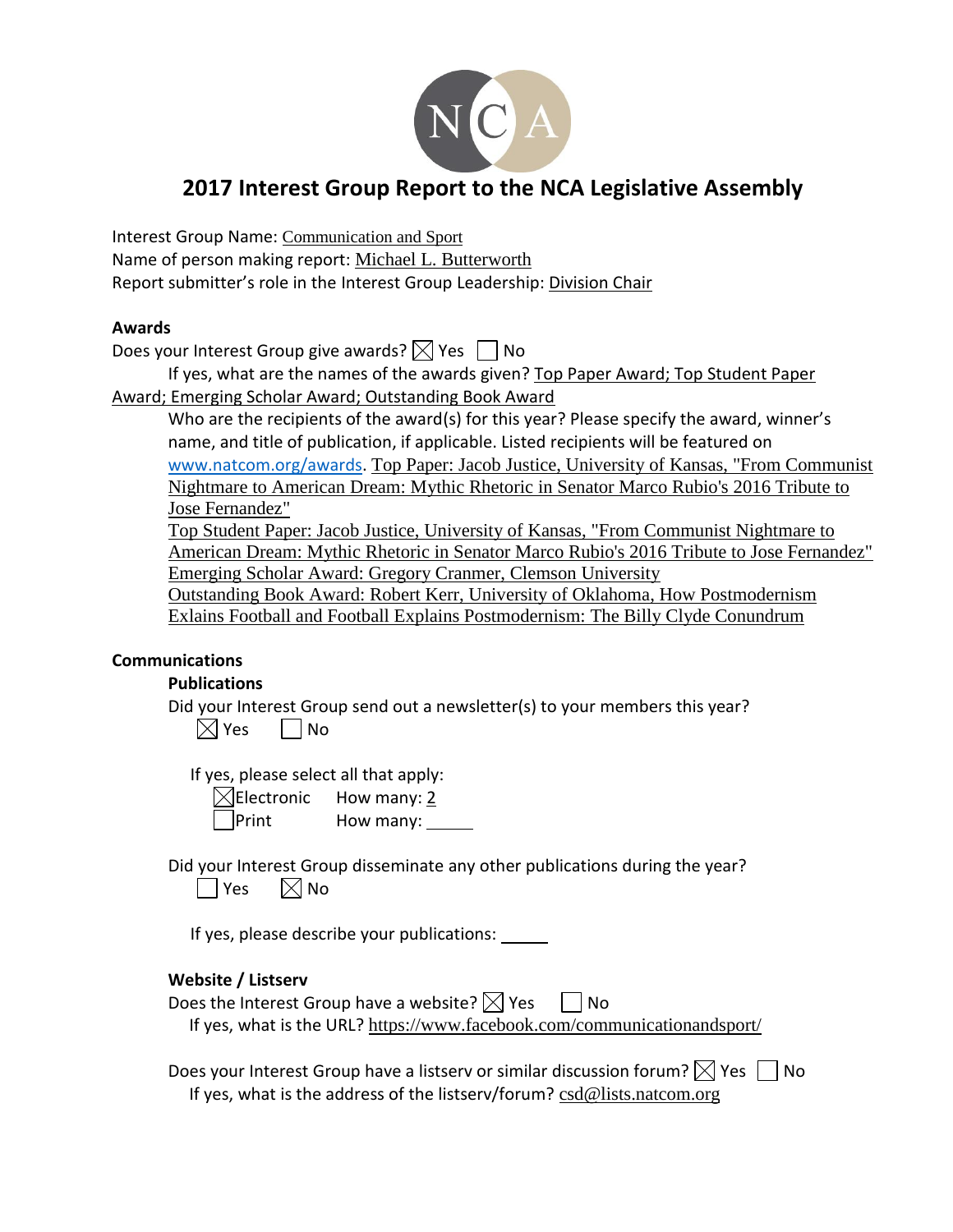# 2017 Interest Group Report to the NCA Legislative Assembly

Interest Group Name: Communication and Sport
Name of person making report: Michael L. Butterworth
Report submitter's role in the Interest Group Leadership: Division Chair

### Awards

Does your Interest Group give awards? ☒ Yes ☐ No

If yes, what are the names of the awards given? Top Paper Award; Top Student Paper Award; Emerging Scholar Award; Outstanding Book Award

Who are the recipients of the award(s) for this year? Please specify the award, winner's name, and title of publication, if applicable. Listed recipients will be featured on www.natcom.org/awards. Top Paper: Jacob Justice, University of Kansas, "From Communist Nightmare to American Dream: Mythic Rhetoric in Senator Marco Rubio's 2016 Tribute to Jose Fernandez"
Top Student Paper: Jacob Justice, University of Kansas, "From Communist Nightmare to American Dream: Mythic Rhetoric in Senator Marco Rubio's 2016 Tribute to Jose Fernandez"
Emerging Scholar Award: Gregory Cranmer, Clemson University
Outstanding Book Award: Robert Kerr, University of Oklahoma, How Postmodernism Exlains Football and Football Explains Postmodernism: The Billy Clyde Conundrum

### Communications

#### Publications

Did your Interest Group send out a newsletter(s) to your members this year?
☒ Yes ☐ No

If yes, please select all that apply:
☒ Electronic How many: 2
☐ Print How many: ______

Did your Interest Group disseminate any other publications during the year?
☐ Yes ☒ No

If yes, please describe your publications: ______

#### Website / Listserv

Does the Interest Group have a website? ☒ Yes ☐ No
If yes, what is the URL? https://www.facebook.com/communicationandsport/

Does your Interest Group have a listserv or similar discussion forum? ☒ Yes ☐ No
If yes, what is the address of the listserv/forum? csd@lists.natcom.org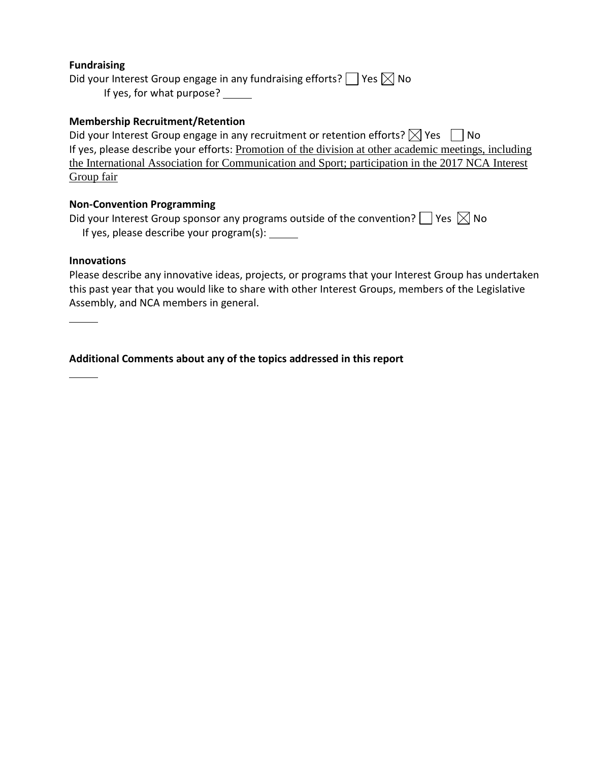**Fundraising**

Did your Interest Group engage in any fundraising efforts? ☐ Yes ☒ No

If yes, for what purpose? _____

**Membership Recruitment/Retention**

Did your Interest Group engage in any recruitment or retention efforts? ☒ Yes ☐ No

If yes, please describe your efforts: Promotion of the division at other academic meetings, including the International Association for Communication and Sport; participation in the 2017 NCA Interest Group fair

**Non-Convention Programming**

Did your Interest Group sponsor any programs outside of the convention? ☐ Yes ☒ No

If yes, please describe your program(s): _____

**Innovations**

Please describe any innovative ideas, projects, or programs that your Interest Group has undertaken this past year that you would like to share with other Interest Groups, members of the Legislative Assembly, and NCA members in general.

_____

**Additional Comments about any of the topics addressed in this report**

_____